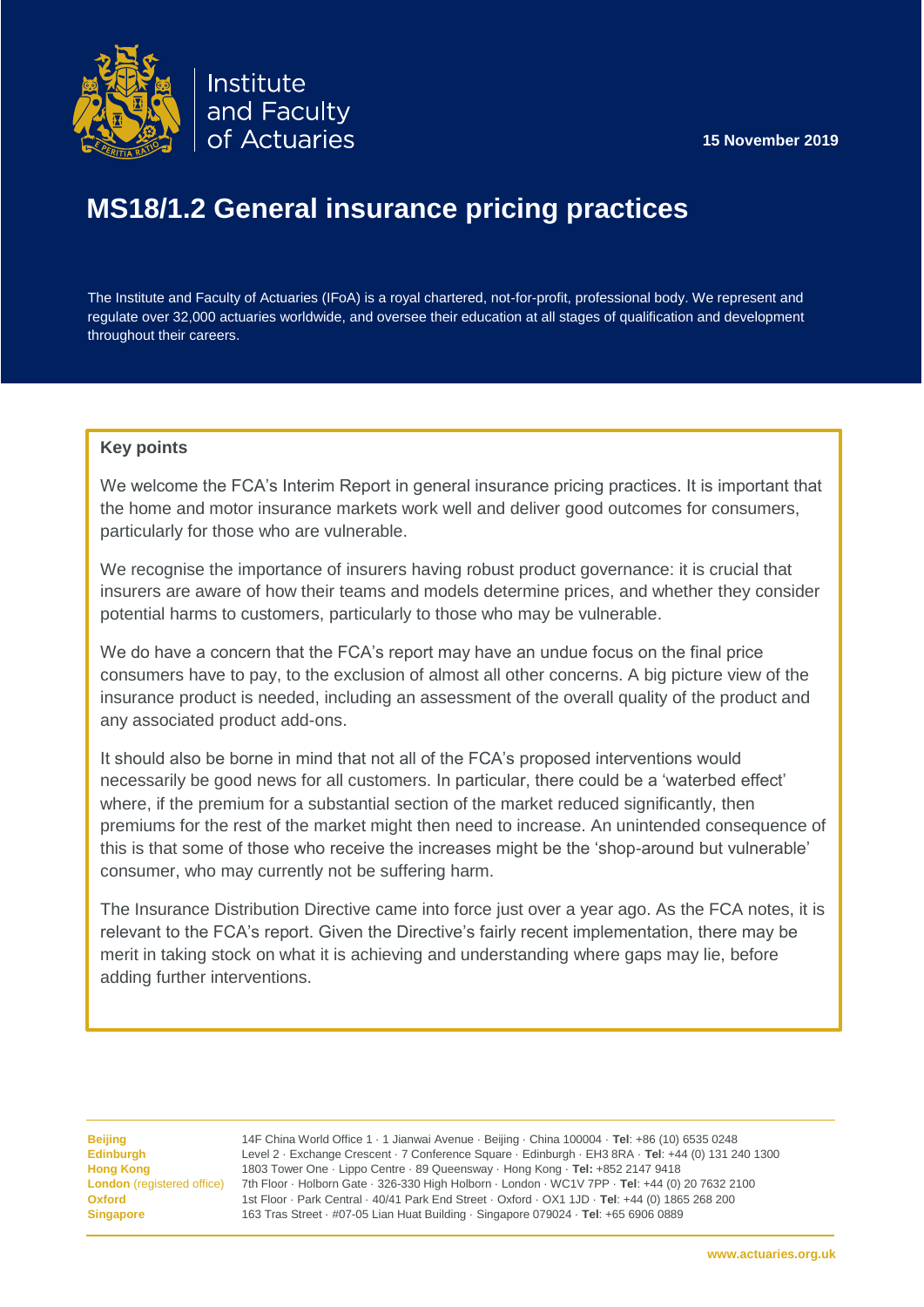Institute and Faculty of Actuaries

15 November 2019

# MS18/1.2 General insurance pricing practices

The Institute and Faculty of Actuaries (IFoA) is a royal chartered, not-for-profit, professional body. We represent and regulate over 32,000 actuaries worldwide, and oversee their education at all stages of qualification and development throughout their careers.

**Key points**

We welcome the FCA's Interim Report in general insurance pricing practices. It is important that the home and motor insurance markets work well and deliver good outcomes for consumers, particularly for those who are vulnerable.

We recognise the importance of insurers having robust product governance: it is crucial that insurers are aware of how their teams and models determine prices, and whether they consider potential harms to customers, particularly to those who may be vulnerable.

We do have a concern that the FCA's report may have an undue focus on the final price consumers have to pay, to the exclusion of almost all other concerns. A big picture view of the insurance product is needed, including an assessment of the overall quality of the product and any associated product add-ons.

It should also be borne in mind that not all of the FCA's proposed interventions would necessarily be good news for all customers. In particular, there could be a 'waterbed effect' where, if the premium for a substantial section of the market reduced significantly, then premiums for the rest of the market might then need to increase. An unintended consequence of this is that some of those who receive the increases might be the 'shop-around but vulnerable' consumer, who may currently not be suffering harm.

The Insurance Distribution Directive came into force just over a year ago. As the FCA notes, it is relevant to the FCA's report. Given the Directive's fairly recent implementation, there may be merit in taking stock on what it is achieving and understanding where gaps may lie, before adding further interventions.

**Beijing** 14F China World Office 1 · 1 Jianwai Avenue · Beijing · China 100004 · **Tel**: +86 (10) 6535 0248
**Edinburgh** Level 2 · Exchange Crescent · 7 Conference Square · Edinburgh · EH3 8RA · **Tel**: +44 (0) 131 240 1300
**Hong Kong** 1803 Tower One · Lippo Centre · 89 Queensway · Hong Kong · **Tel:** +852 2147 9418
**London** (registered office) 7th Floor · Holborn Gate · 326-330 High Holborn · London · WC1V 7PP · **Tel**: +44 (0) 20 7632 2100
**Oxford** 1st Floor · Park Central · 40/41 Park End Street · Oxford · OX1 1JD · **Tel**: +44 (0) 1865 268 200
**Singapore** 163 Tras Street · #07-05 Lian Huat Building · Singapore 079024 · **Tel**: +65 6906 0889

www.actuaries.org.uk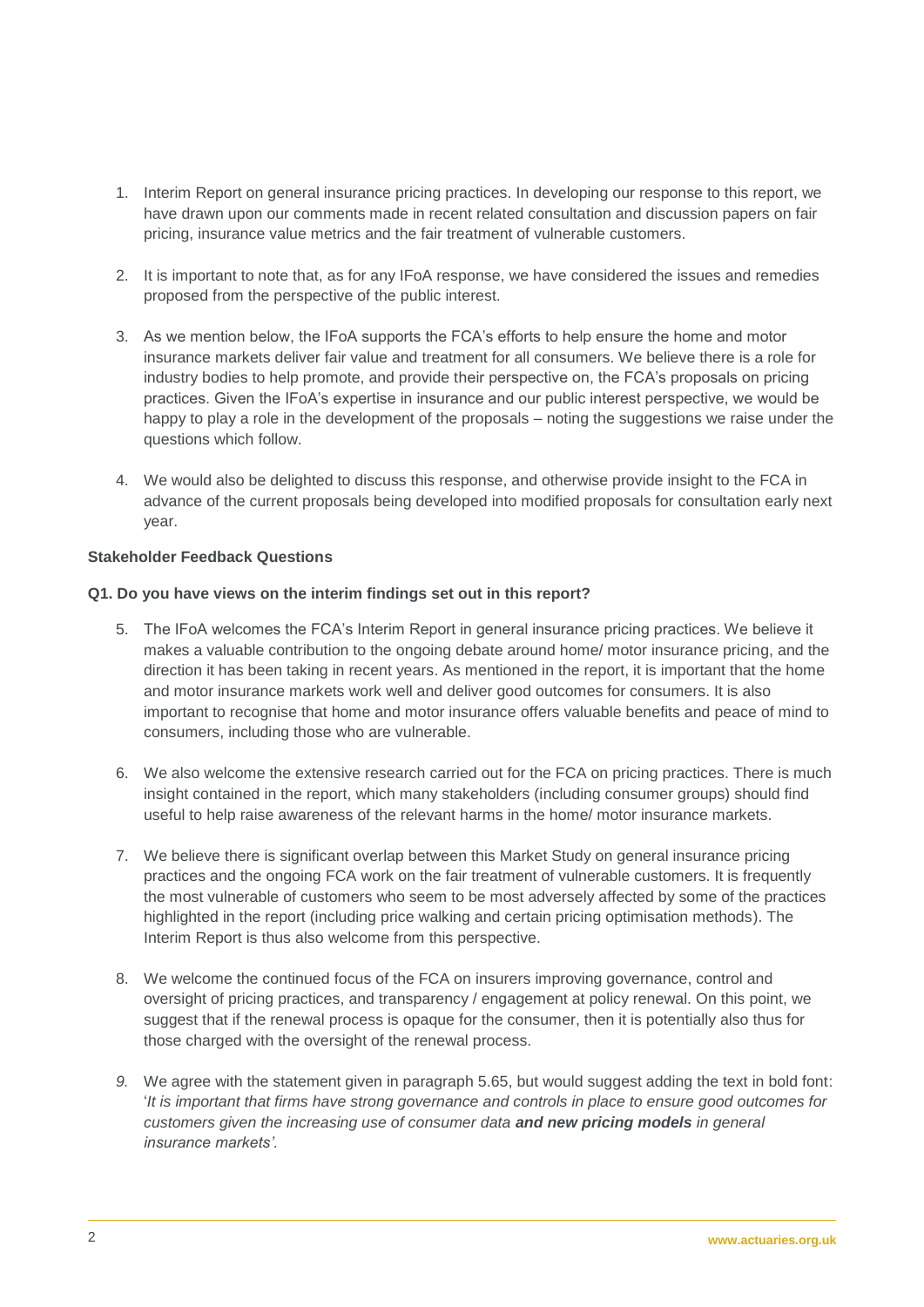1. Interim Report on general insurance pricing practices. In developing our response to this report, we have drawn upon our comments made in recent related consultation and discussion papers on fair pricing, insurance value metrics and the fair treatment of vulnerable customers.

2. It is important to note that, as for any IFoA response, we have considered the issues and remedies proposed from the perspective of the public interest.

3. As we mention below, the IFoA supports the FCA's efforts to help ensure the home and motor insurance markets deliver fair value and treatment for all consumers. We believe there is a role for industry bodies to help promote, and provide their perspective on, the FCA's proposals on pricing practices. Given the IFoA's expertise in insurance and our public interest perspective, we would be happy to play a role in the development of the proposals – noting the suggestions we raise under the questions which follow.

4. We would also be delighted to discuss this response, and otherwise provide insight to the FCA in advance of the current proposals being developed into modified proposals for consultation early next year.

**Stakeholder Feedback Questions**

**Q1. Do you have views on the interim findings set out in this report?**

5. The IFoA welcomes the FCA's Interim Report in general insurance pricing practices. We believe it makes a valuable contribution to the ongoing debate around home/ motor insurance pricing, and the direction it has been taking in recent years. As mentioned in the report, it is important that the home and motor insurance markets work well and deliver good outcomes for consumers. It is also important to recognise that home and motor insurance offers valuable benefits and peace of mind to consumers, including those who are vulnerable.

6. We also welcome the extensive research carried out for the FCA on pricing practices. There is much insight contained in the report, which many stakeholders (including consumer groups) should find useful to help raise awareness of the relevant harms in the home/ motor insurance markets.

7. We believe there is significant overlap between this Market Study on general insurance pricing practices and the ongoing FCA work on the fair treatment of vulnerable customers. It is frequently the most vulnerable of customers who seem to be most adversely affected by some of the practices highlighted in the report (including price walking and certain pricing optimisation methods). The Interim Report is thus also welcome from this perspective.

8. We welcome the continued focus of the FCA on insurers improving governance, control and oversight of pricing practices, and transparency / engagement at policy renewal. On this point, we suggest that if the renewal process is opaque for the consumer, then it is potentially also thus for those charged with the oversight of the renewal process.

9. We agree with the statement given in paragraph 5.65, but would suggest adding the text in bold font: '*It is important that firms have strong governance and controls in place to ensure good outcomes for customers given the increasing use of consumer data* ***and new pricing models*** *in general insurance markets'*.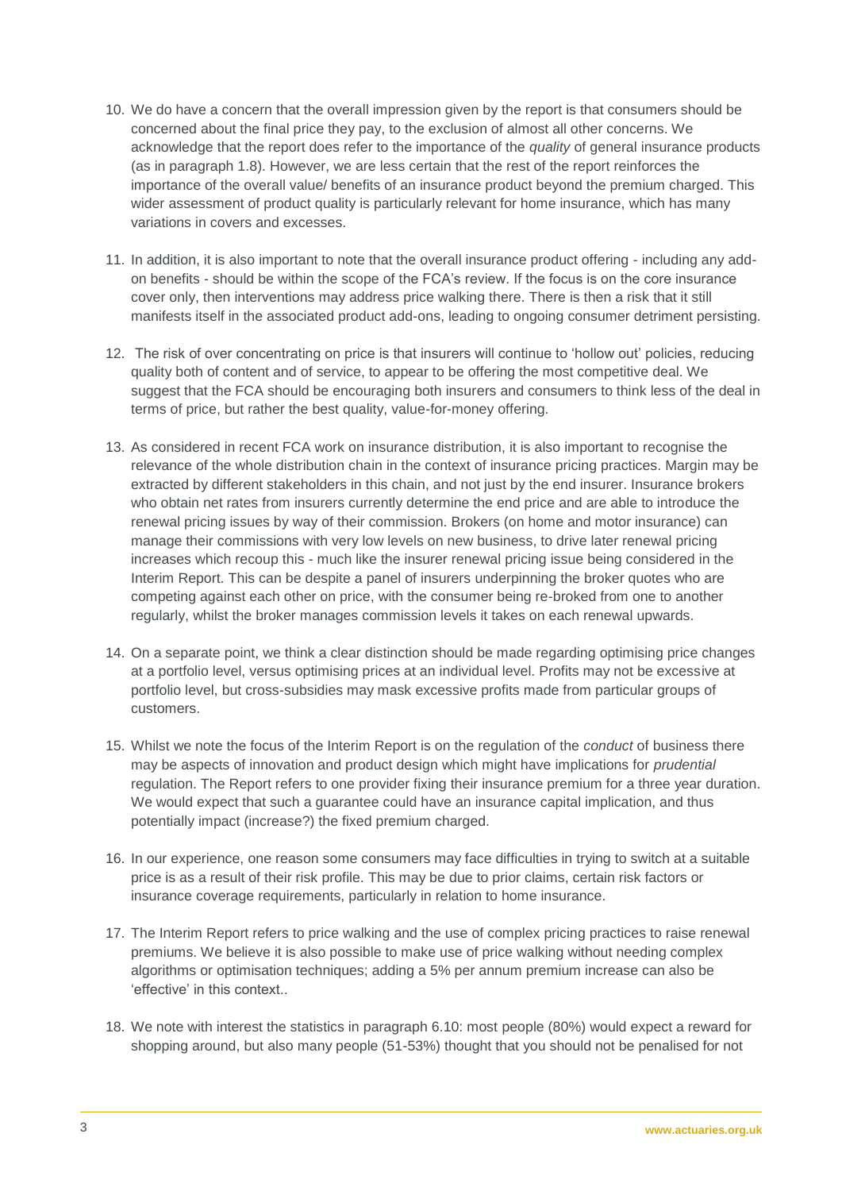10. We do have a concern that the overall impression given by the report is that consumers should be concerned about the final price they pay, to the exclusion of almost all other concerns. We acknowledge that the report does refer to the importance of the *quality* of general insurance products (as in paragraph 1.8). However, we are less certain that the rest of the report reinforces the importance of the overall value/ benefits of an insurance product beyond the premium charged. This wider assessment of product quality is particularly relevant for home insurance, which has many variations in covers and excesses.

11. In addition, it is also important to note that the overall insurance product offering - including any add-on benefits - should be within the scope of the FCA's review. If the focus is on the core insurance cover only, then interventions may address price walking there. There is then a risk that it still manifests itself in the associated product add-ons, leading to ongoing consumer detriment persisting.

12. The risk of over concentrating on price is that insurers will continue to 'hollow out' policies, reducing quality both of content and of service, to appear to be offering the most competitive deal. We suggest that the FCA should be encouraging both insurers and consumers to think less of the deal in terms of price, but rather the best quality, value-for-money offering.

13. As considered in recent FCA work on insurance distribution, it is also important to recognise the relevance of the whole distribution chain in the context of insurance pricing practices. Margin may be extracted by different stakeholders in this chain, and not just by the end insurer. Insurance brokers who obtain net rates from insurers currently determine the end price and are able to introduce the renewal pricing issues by way of their commission. Brokers (on home and motor insurance) can manage their commissions with very low levels on new business, to drive later renewal pricing increases which recoup this - much like the insurer renewal pricing issue being considered in the Interim Report. This can be despite a panel of insurers underpinning the broker quotes who are competing against each other on price, with the consumer being re-broked from one to another regularly, whilst the broker manages commission levels it takes on each renewal upwards.

14. On a separate point, we think a clear distinction should be made regarding optimising price changes at a portfolio level, versus optimising prices at an individual level. Profits may not be excessive at portfolio level, but cross-subsidies may mask excessive profits made from particular groups of customers.

15. Whilst we note the focus of the Interim Report is on the regulation of the *conduct* of business there may be aspects of innovation and product design which might have implications for *prudential* regulation. The Report refers to one provider fixing their insurance premium for a three year duration. We would expect that such a guarantee could have an insurance capital implication, and thus potentially impact (increase?) the fixed premium charged.

16. In our experience, one reason some consumers may face difficulties in trying to switch at a suitable price is as a result of their risk profile. This may be due to prior claims, certain risk factors or insurance coverage requirements, particularly in relation to home insurance.

17. The Interim Report refers to price walking and the use of complex pricing practices to raise renewal premiums. We believe it is also possible to make use of price walking without needing complex algorithms or optimisation techniques; adding a 5% per annum premium increase can also be 'effective' in this context..

18. We note with interest the statistics in paragraph 6.10: most people (80%) would expect a reward for shopping around, but also many people (51-53%) thought that you should not be penalised for not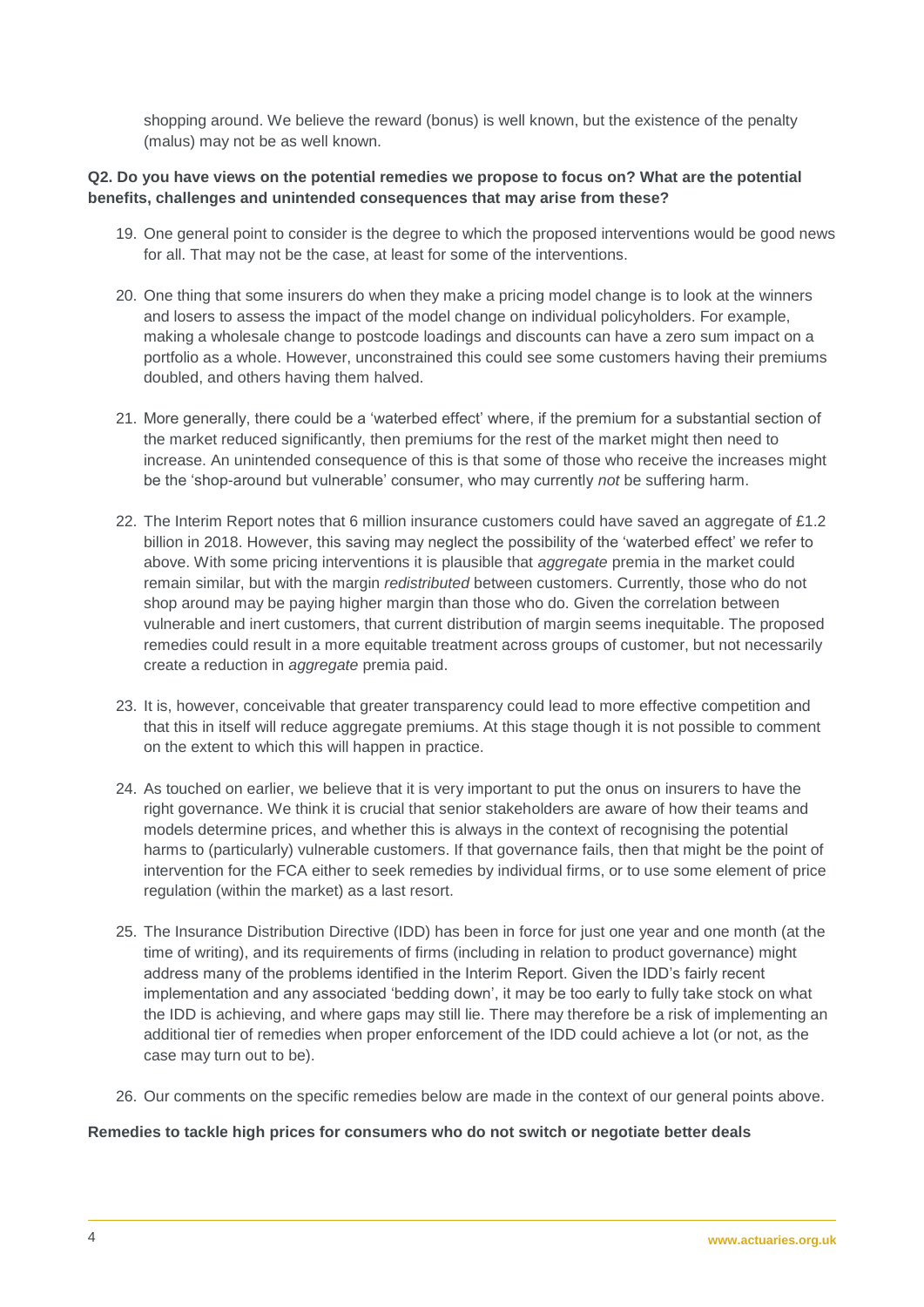shopping around. We believe the reward (bonus) is well known, but the existence of the penalty (malus) may not be as well known.

**Q2. Do you have views on the potential remedies we propose to focus on? What are the potential benefits, challenges and unintended consequences that may arise from these?**

19. One general point to consider is the degree to which the proposed interventions would be good news for all. That may not be the case, at least for some of the interventions.

20. One thing that some insurers do when they make a pricing model change is to look at the winners and losers to assess the impact of the model change on individual policyholders. For example, making a wholesale change to postcode loadings and discounts can have a zero sum impact on a portfolio as a whole. However, unconstrained this could see some customers having their premiums doubled, and others having them halved.

21. More generally, there could be a 'waterbed effect' where, if the premium for a substantial section of the market reduced significantly, then premiums for the rest of the market might then need to increase. An unintended consequence of this is that some of those who receive the increases might be the 'shop-around but vulnerable' consumer, who may currently *not* be suffering harm.

22. The Interim Report notes that 6 million insurance customers could have saved an aggregate of £1.2 billion in 2018. However, this saving may neglect the possibility of the 'waterbed effect' we refer to above. With some pricing interventions it is plausible that *aggregate* premia in the market could remain similar, but with the margin *redistributed* between customers. Currently, those who do not shop around may be paying higher margin than those who do. Given the correlation between vulnerable and inert customers, that current distribution of margin seems inequitable. The proposed remedies could result in a more equitable treatment across groups of customer, but not necessarily create a reduction in *aggregate* premia paid.

23. It is, however, conceivable that greater transparency could lead to more effective competition and that this in itself will reduce aggregate premiums. At this stage though it is not possible to comment on the extent to which this will happen in practice.

24. As touched on earlier, we believe that it is very important to put the onus on insurers to have the right governance. We think it is crucial that senior stakeholders are aware of how their teams and models determine prices, and whether this is always in the context of recognising the potential harms to (particularly) vulnerable customers. If that governance fails, then that might be the point of intervention for the FCA either to seek remedies by individual firms, or to use some element of price regulation (within the market) as a last resort.

25. The Insurance Distribution Directive (IDD) has been in force for just one year and one month (at the time of writing), and its requirements of firms (including in relation to product governance) might address many of the problems identified in the Interim Report. Given the IDD's fairly recent implementation and any associated 'bedding down', it may be too early to fully take stock on what the IDD is achieving, and where gaps may still lie. There may therefore be a risk of implementing an additional tier of remedies when proper enforcement of the IDD could achieve a lot (or not, as the case may turn out to be).

26. Our comments on the specific remedies below are made in the context of our general points above.

**Remedies to tackle high prices for consumers who do not switch or negotiate better deals**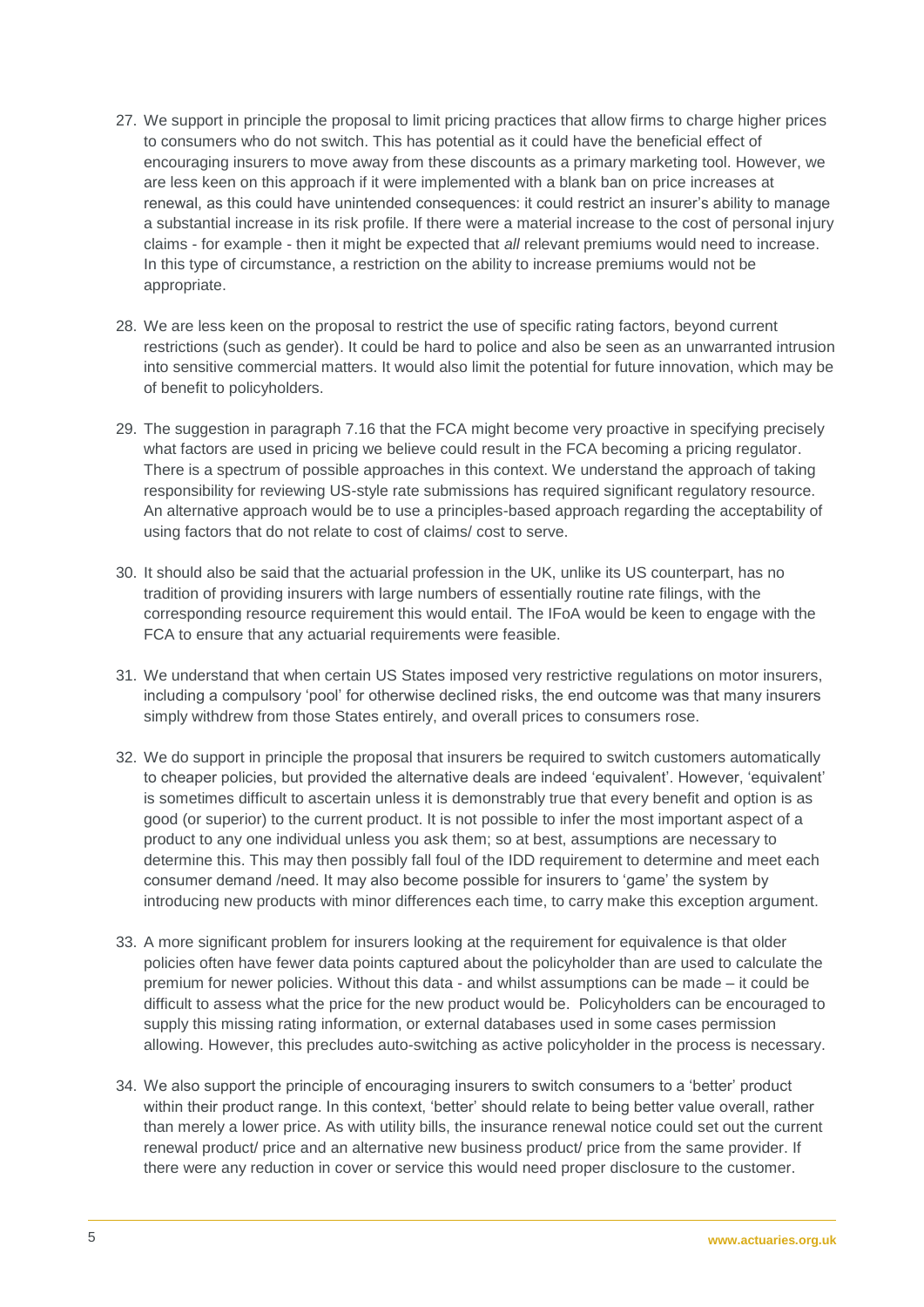27. We support in principle the proposal to limit pricing practices that allow firms to charge higher prices to consumers who do not switch. This has potential as it could have the beneficial effect of encouraging insurers to move away from these discounts as a primary marketing tool. However, we are less keen on this approach if it were implemented with a blank ban on price increases at renewal, as this could have unintended consequences: it could restrict an insurer's ability to manage a substantial increase in its risk profile. If there were a material increase to the cost of personal injury claims - for example - then it might be expected that *all* relevant premiums would need to increase. In this type of circumstance, a restriction on the ability to increase premiums would not be appropriate.

28. We are less keen on the proposal to restrict the use of specific rating factors, beyond current restrictions (such as gender). It could be hard to police and also be seen as an unwarranted intrusion into sensitive commercial matters. It would also limit the potential for future innovation, which may be of benefit to policyholders.

29. The suggestion in paragraph 7.16 that the FCA might become very proactive in specifying precisely what factors are used in pricing we believe could result in the FCA becoming a pricing regulator. There is a spectrum of possible approaches in this context. We understand the approach of taking responsibility for reviewing US-style rate submissions has required significant regulatory resource. An alternative approach would be to use a principles-based approach regarding the acceptability of using factors that do not relate to cost of claims/ cost to serve.

30. It should also be said that the actuarial profession in the UK, unlike its US counterpart, has no tradition of providing insurers with large numbers of essentially routine rate filings, with the corresponding resource requirement this would entail. The IFoA would be keen to engage with the FCA to ensure that any actuarial requirements were feasible.

31. We understand that when certain US States imposed very restrictive regulations on motor insurers, including a compulsory 'pool' for otherwise declined risks, the end outcome was that many insurers simply withdrew from those States entirely, and overall prices to consumers rose.

32. We do support in principle the proposal that insurers be required to switch customers automatically to cheaper policies, but provided the alternative deals are indeed 'equivalent'. However, 'equivalent' is sometimes difficult to ascertain unless it is demonstrably true that every benefit and option is as good (or superior) to the current product. It is not possible to infer the most important aspect of a product to any one individual unless you ask them; so at best, assumptions are necessary to determine this. This may then possibly fall foul of the IDD requirement to determine and meet each consumer demand /need. It may also become possible for insurers to 'game' the system by introducing new products with minor differences each time, to carry make this exception argument.

33. A more significant problem for insurers looking at the requirement for equivalence is that older policies often have fewer data points captured about the policyholder than are used to calculate the premium for newer policies. Without this data - and whilst assumptions can be made – it could be difficult to assess what the price for the new product would be. Policyholders can be encouraged to supply this missing rating information, or external databases used in some cases permission allowing. However, this precludes auto-switching as active policyholder in the process is necessary.

34. We also support the principle of encouraging insurers to switch consumers to a 'better' product within their product range. In this context, 'better' should relate to being better value overall, rather than merely a lower price. As with utility bills, the insurance renewal notice could set out the current renewal product/ price and an alternative new business product/ price from the same provider. If there were any reduction in cover or service this would need proper disclosure to the customer.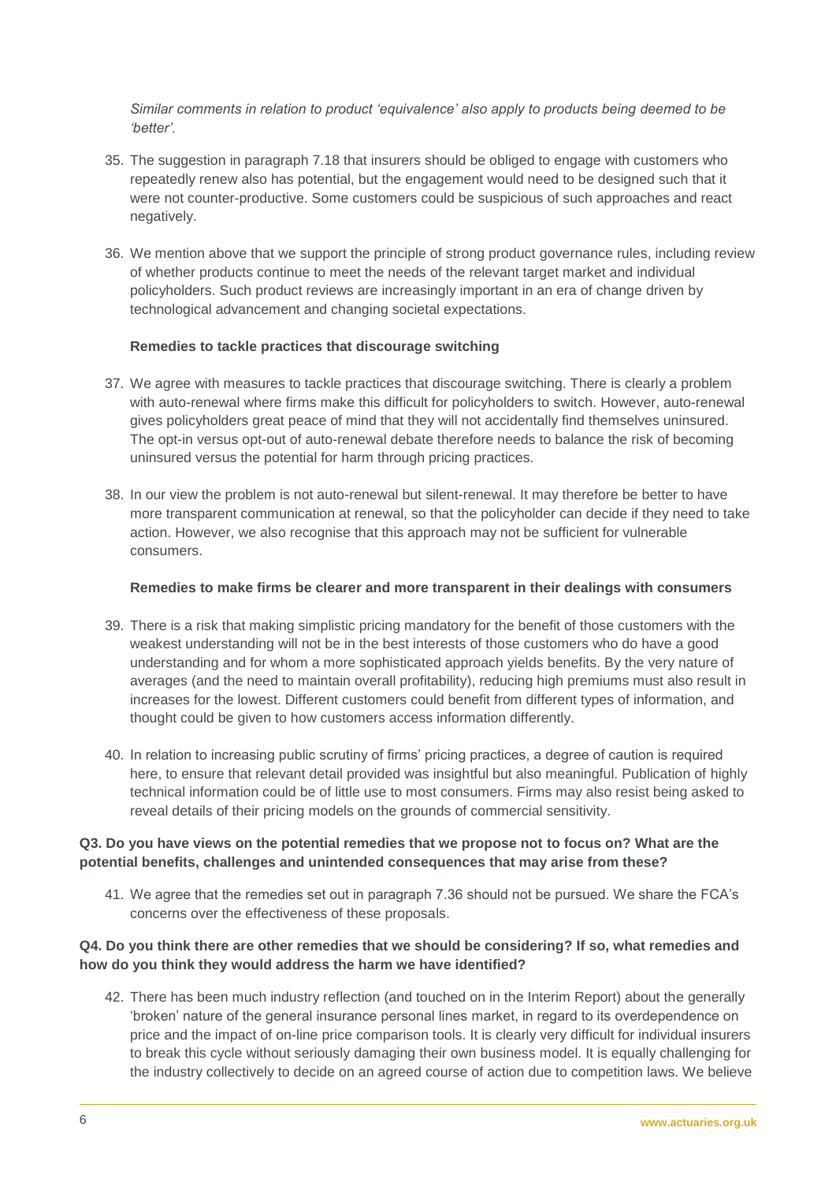*Similar comments in relation to product 'equivalence' also apply to products being deemed to be 'better'.*

35. The suggestion in paragraph 7.18 that insurers should be obliged to engage with customers who repeatedly renew also has potential, but the engagement would need to be designed such that it were not counter-productive. Some customers could be suspicious of such approaches and react negatively.

36. We mention above that we support the principle of strong product governance rules, including review of whether products continue to meet the needs of the relevant target market and individual policyholders. Such product reviews are increasingly important in an era of change driven by technological advancement and changing societal expectations.

**Remedies to tackle practices that discourage switching**

37. We agree with measures to tackle practices that discourage switching. There is clearly a problem with auto-renewal where firms make this difficult for policyholders to switch. However, auto-renewal gives policyholders great peace of mind that they will not accidentally find themselves uninsured. The opt-in versus opt-out of auto-renewal debate therefore needs to balance the risk of becoming uninsured versus the potential for harm through pricing practices.

38. In our view the problem is not auto-renewal but silent-renewal. It may therefore be better to have more transparent communication at renewal, so that the policyholder can decide if they need to take action. However, we also recognise that this approach may not be sufficient for vulnerable consumers.

**Remedies to make firms be clearer and more transparent in their dealings with consumers**

39. There is a risk that making simplistic pricing mandatory for the benefit of those customers with the weakest understanding will not be in the best interests of those customers who do have a good understanding and for whom a more sophisticated approach yields benefits. By the very nature of averages (and the need to maintain overall profitability), reducing high premiums must also result in increases for the lowest. Different customers could benefit from different types of information, and thought could be given to how customers access information differently.

40. In relation to increasing public scrutiny of firms' pricing practices, a degree of caution is required here, to ensure that relevant detail provided was insightful but also meaningful. Publication of highly technical information could be of little use to most consumers. Firms may also resist being asked to reveal details of their pricing models on the grounds of commercial sensitivity.

**Q3. Do you have views on the potential remedies that we propose not to focus on? What are the potential benefits, challenges and unintended consequences that may arise from these?**

41. We agree that the remedies set out in paragraph 7.36 should not be pursued. We share the FCA's concerns over the effectiveness of these proposals.

**Q4. Do you think there are other remedies that we should be considering? If so, what remedies and how do you think they would address the harm we have identified?**

42. There has been much industry reflection (and touched on in the Interim Report) about the generally 'broken' nature of the general insurance personal lines market, in regard to its overdependence on price and the impact of on-line price comparison tools. It is clearly very difficult for individual insurers to break this cycle without seriously damaging their own business model. It is equally challenging for the industry collectively to decide on an agreed course of action due to competition laws. We believe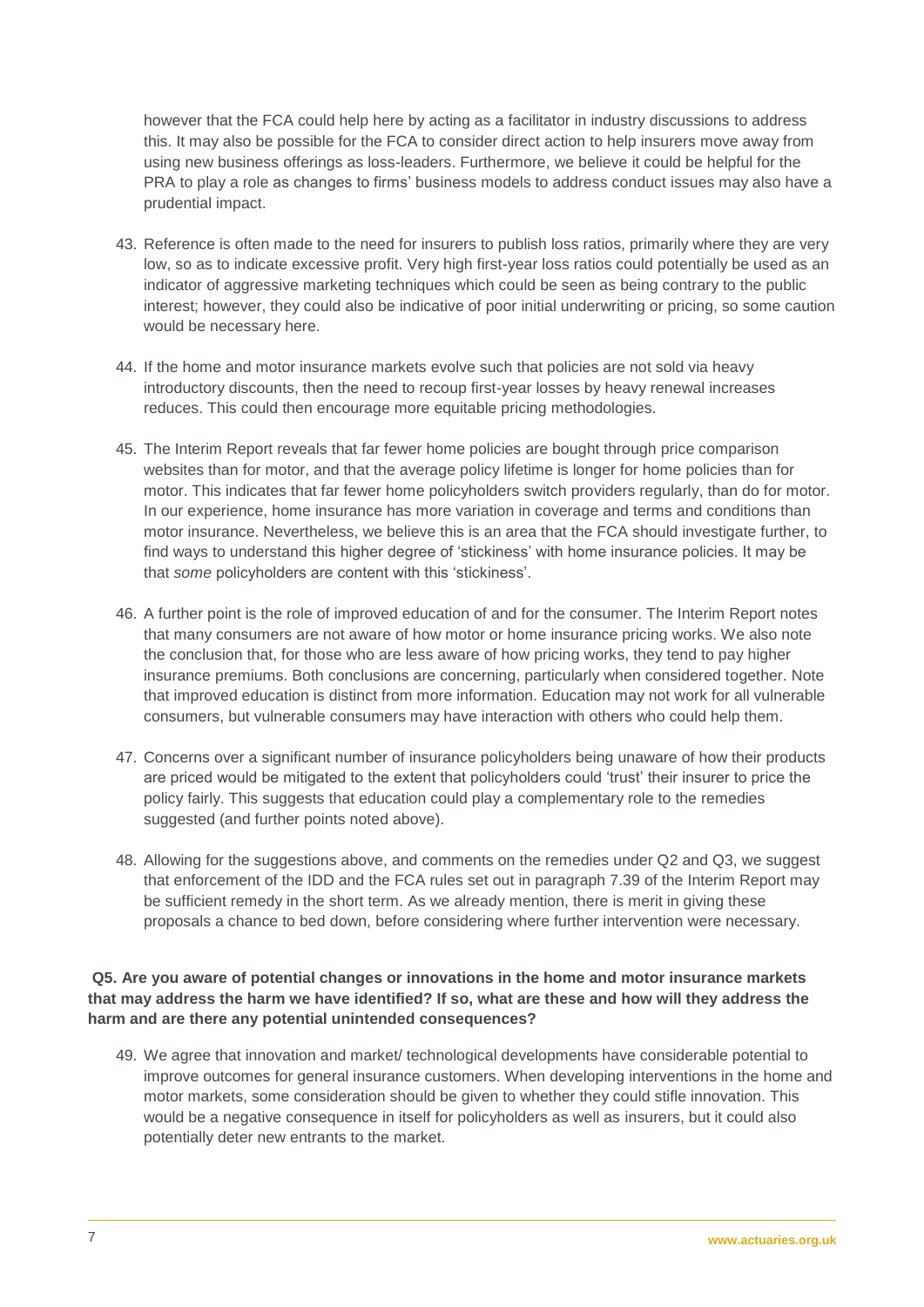however that the FCA could help here by acting as a facilitator in industry discussions to address this. It may also be possible for the FCA to consider direct action to help insurers move away from using new business offerings as loss-leaders. Furthermore, we believe it could be helpful for the PRA to play a role as changes to firms' business models to address conduct issues may also have a prudential impact.

43. Reference is often made to the need for insurers to publish loss ratios, primarily where they are very low, so as to indicate excessive profit. Very high first-year loss ratios could potentially be used as an indicator of aggressive marketing techniques which could be seen as being contrary to the public interest; however, they could also be indicative of poor initial underwriting or pricing, so some caution would be necessary here.

44. If the home and motor insurance markets evolve such that policies are not sold via heavy introductory discounts, then the need to recoup first-year losses by heavy renewal increases reduces. This could then encourage more equitable pricing methodologies.

45. The Interim Report reveals that far fewer home policies are bought through price comparison websites than for motor, and that the average policy lifetime is longer for home policies than for motor. This indicates that far fewer home policyholders switch providers regularly, than do for motor. In our experience, home insurance has more variation in coverage and terms and conditions than motor insurance. Nevertheless, we believe this is an area that the FCA should investigate further, to find ways to understand this higher degree of 'stickiness' with home insurance policies. It may be that *some* policyholders are content with this 'stickiness'.

46. A further point is the role of improved education of and for the consumer. The Interim Report notes that many consumers are not aware of how motor or home insurance pricing works. We also note the conclusion that, for those who are less aware of how pricing works, they tend to pay higher insurance premiums. Both conclusions are concerning, particularly when considered together. Note that improved education is distinct from more information. Education may not work for all vulnerable consumers, but vulnerable consumers may have interaction with others who could help them.

47. Concerns over a significant number of insurance policyholders being unaware of how their products are priced would be mitigated to the extent that policyholders could 'trust' their insurer to price the policy fairly. This suggests that education could play a complementary role to the remedies suggested (and further points noted above).

48. Allowing for the suggestions above, and comments on the remedies under Q2 and Q3, we suggest that enforcement of the IDD and the FCA rules set out in paragraph 7.39 of the Interim Report may be sufficient remedy in the short term. As we already mention, there is merit in giving these proposals a chance to bed down, before considering where further intervention were necessary.

**Q5. Are you aware of potential changes or innovations in the home and motor insurance markets that may address the harm we have identified? If so, what are these and how will they address the harm and are there any potential unintended consequences?**

49. We agree that innovation and market/ technological developments have considerable potential to improve outcomes for general insurance customers. When developing interventions in the home and motor markets, some consideration should be given to whether they could stifle innovation. This would be a negative consequence in itself for policyholders as well as insurers, but it could also potentially deter new entrants to the market.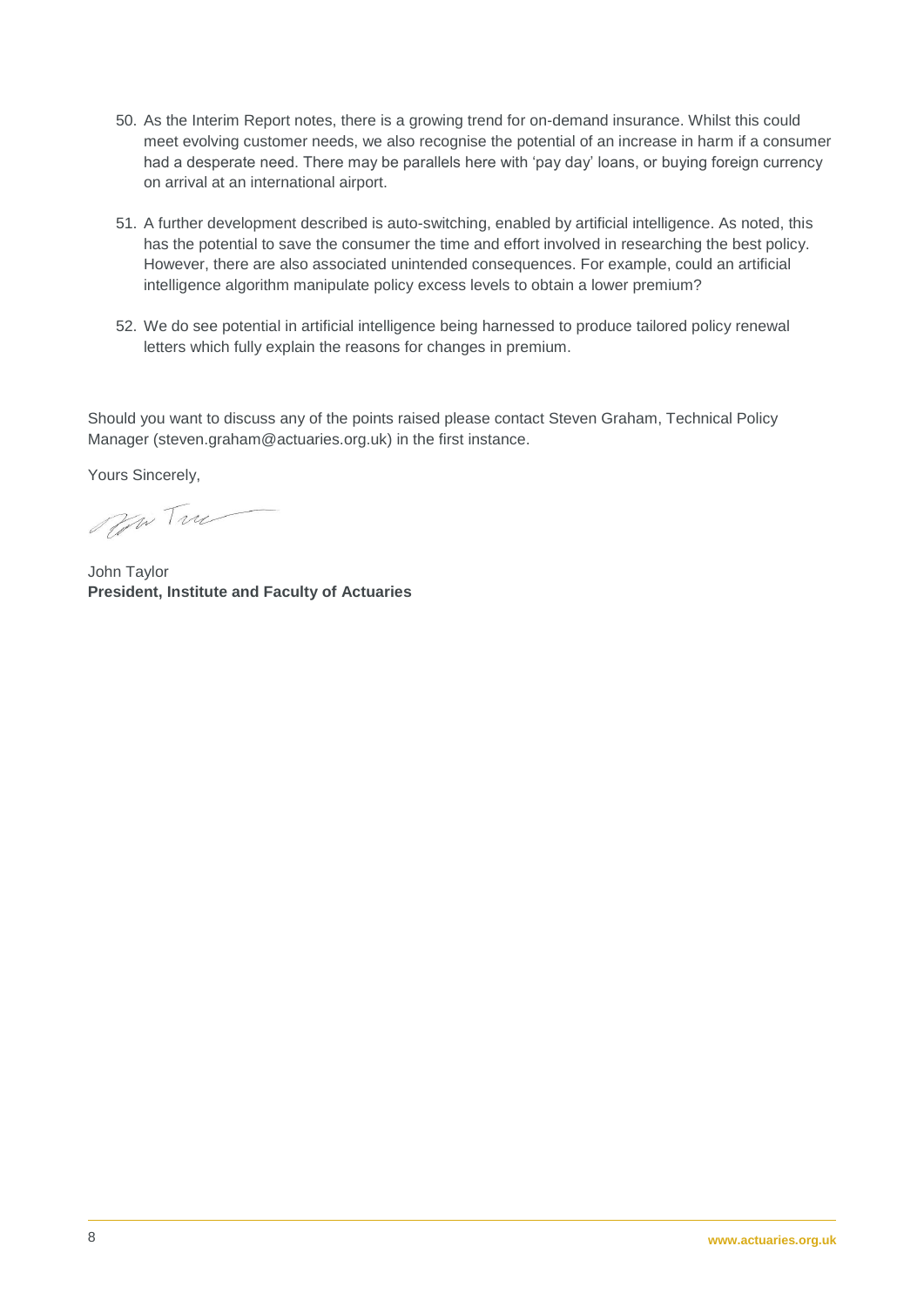50. As the Interim Report notes, there is a growing trend for on-demand insurance. Whilst this could meet evolving customer needs, we also recognise the potential of an increase in harm if a consumer had a desperate need. There may be parallels here with 'pay day' loans, or buying foreign currency on arrival at an international airport.

51. A further development described is auto-switching, enabled by artificial intelligence. As noted, this has the potential to save the consumer the time and effort involved in researching the best policy. However, there are also associated unintended consequences. For example, could an artificial intelligence algorithm manipulate policy excess levels to obtain a lower premium?

52. We do see potential in artificial intelligence being harnessed to produce tailored policy renewal letters which fully explain the reasons for changes in premium.

Should you want to discuss any of the points raised please contact Steven Graham, Technical Policy Manager (steven.graham@actuaries.org.uk) in the first instance.

Yours Sincerely,

John Taylor
**President, Institute and Faculty of Actuaries**